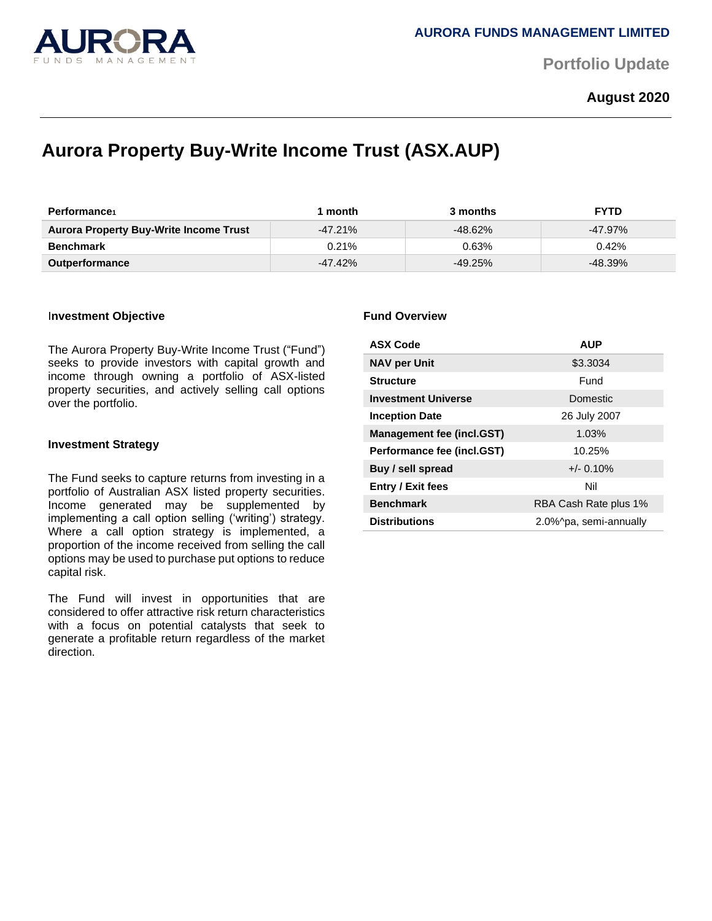AURORA FUNDS MANAGEMENT LIMITED

Portfolio Update

**August 2020**

# Aurora Property Buy-Write Income Trust (ASX.AUP)

| Performance[1] | 1 month | 3 months | FYTD |
|---|---|---|---|
| **Aurora Property Buy-Write Income Trust** | -47.21% | -48.62% | -47.97% |
| **Benchmark** | 0.21% | 0.63% | 0.42% |
| **Outperformance** | -47.42% | -49.25% | -48.39% |

### Investment Objective

The Aurora Property Buy-Write Income Trust ("Fund") seeks to provide investors with capital growth and income through owning a portfolio of ASX-listed property securities, and actively selling call options over the portfolio.

### Investment Strategy

The Fund seeks to capture returns from investing in a portfolio of Australian ASX listed property securities. Income generated may be supplemented by implementing a call option selling ('writing') strategy. Where a call option strategy is implemented, a proportion of the income received from selling the call options may be used to purchase put options to reduce capital risk.

The Fund will invest in opportunities that are considered to offer attractive risk return characteristics with a focus on potential catalysts that seek to generate a profitable return regardless of the market direction.

### Fund Overview

| ASX Code | AUP |
|---|---|
| **NAV per Unit** | $3.3034 |
| **Structure** | Fund |
| **Investment Universe** | Domestic |
| **Inception Date** | 26 July 2007 |
| **Management fee (incl.GST)** | 1.03% |
| **Performance fee (incl.GST)** | 10.25% |
| **Buy / sell spread** | +/- 0.10% |
| **Entry / Exit fees** | Nil |
| **Benchmark** | RBA Cash Rate plus 1% |
| **Distributions** | 2.0%^pa, semi-annually |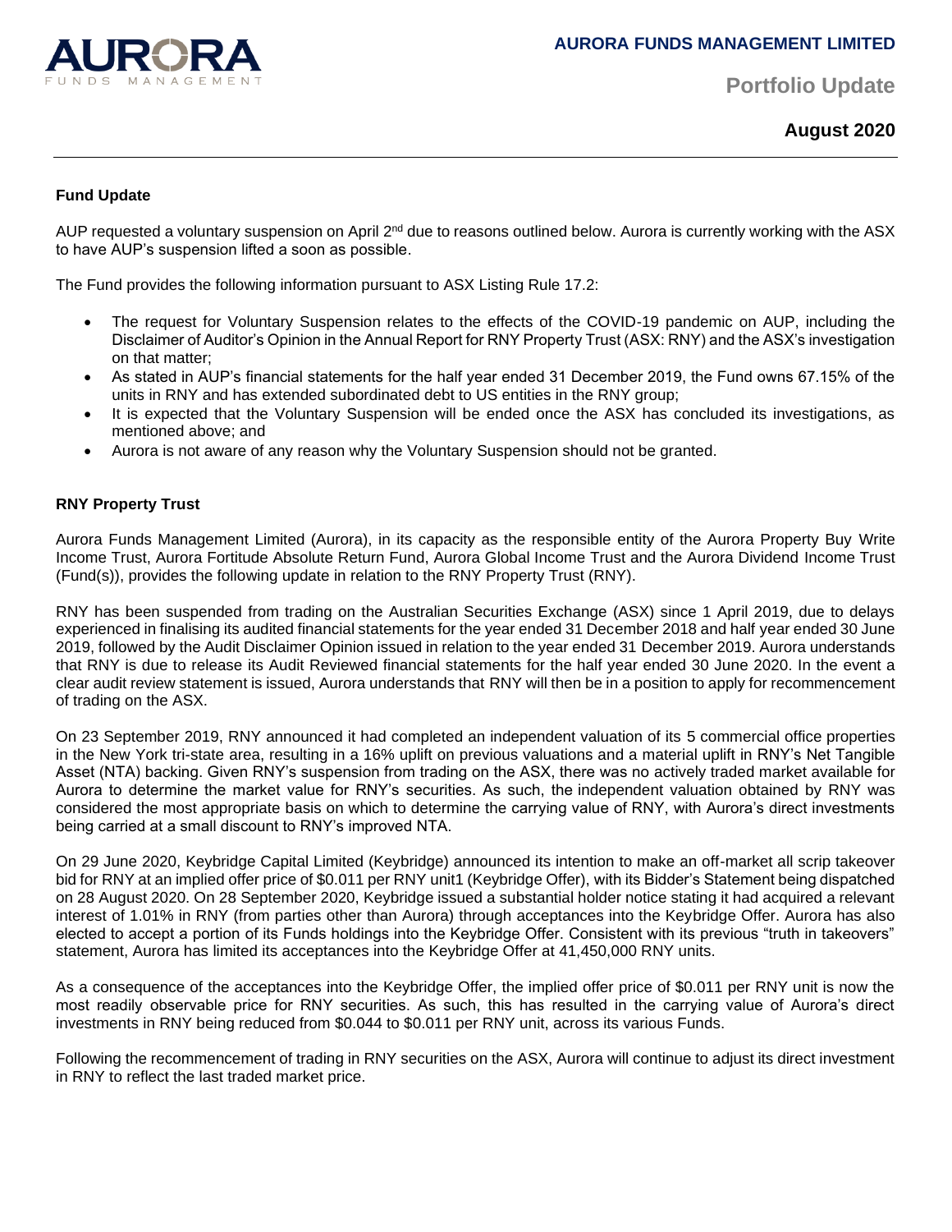# AURORA FUNDS MANAGEMENT LIMITED

## Portfolio Update

### August 2020

**Fund Update**

AUP requested a voluntary suspension on April 2nd due to reasons outlined below. Aurora is currently working with the ASX to have AUP's suspension lifted a soon as possible.

The Fund provides the following information pursuant to ASX Listing Rule 17.2:

- The request for Voluntary Suspension relates to the effects of the COVID-19 pandemic on AUP, including the Disclaimer of Auditor's Opinion in the Annual Report for RNY Property Trust (ASX: RNY) and the ASX's investigation on that matter;
- As stated in AUP's financial statements for the half year ended 31 December 2019, the Fund owns 67.15% of the units in RNY and has extended subordinated debt to US entities in the RNY group;
- It is expected that the Voluntary Suspension will be ended once the ASX has concluded its investigations, as mentioned above; and
- Aurora is not aware of any reason why the Voluntary Suspension should not be granted.

**RNY Property Trust**

Aurora Funds Management Limited (Aurora), in its capacity as the responsible entity of the Aurora Property Buy Write Income Trust, Aurora Fortitude Absolute Return Fund, Aurora Global Income Trust and the Aurora Dividend Income Trust (Fund(s)), provides the following update in relation to the RNY Property Trust (RNY).

RNY has been suspended from trading on the Australian Securities Exchange (ASX) since 1 April 2019, due to delays experienced in finalising its audited financial statements for the year ended 31 December 2018 and half year ended 30 June 2019, followed by the Audit Disclaimer Opinion issued in relation to the year ended 31 December 2019. Aurora understands that RNY is due to release its Audit Reviewed financial statements for the half year ended 30 June 2020. In the event a clear audit review statement is issued, Aurora understands that RNY will then be in a position to apply for recommencement of trading on the ASX.

On 23 September 2019, RNY announced it had completed an independent valuation of its 5 commercial office properties in the New York tri-state area, resulting in a 16% uplift on previous valuations and a material uplift in RNY's Net Tangible Asset (NTA) backing. Given RNY's suspension from trading on the ASX, there was no actively traded market available for Aurora to determine the market value for RNY's securities. As such, the independent valuation obtained by RNY was considered the most appropriate basis on which to determine the carrying value of RNY, with Aurora's direct investments being carried at a small discount to RNY's improved NTA.

On 29 June 2020, Keybridge Capital Limited (Keybridge) announced its intention to make an off-market all scrip takeover bid for RNY at an implied offer price of $0.011 per RNY unit1 (Keybridge Offer), with its Bidder's Statement being dispatched on 28 August 2020. On 28 September 2020, Keybridge issued a substantial holder notice stating it had acquired a relevant interest of 1.01% in RNY (from parties other than Aurora) through acceptances into the Keybridge Offer. Aurora has also elected to accept a portion of its Funds holdings into the Keybridge Offer. Consistent with its previous "truth in takeovers" statement, Aurora has limited its acceptances into the Keybridge Offer at 41,450,000 RNY units.

As a consequence of the acceptances into the Keybridge Offer, the implied offer price of $0.011 per RNY unit is now the most readily observable price for RNY securities. As such, this has resulted in the carrying value of Aurora's direct investments in RNY being reduced from $0.044 to $0.011 per RNY unit, across its various Funds.

Following the recommencement of trading in RNY securities on the ASX, Aurora will continue to adjust its direct investment in RNY to reflect the last traded market price.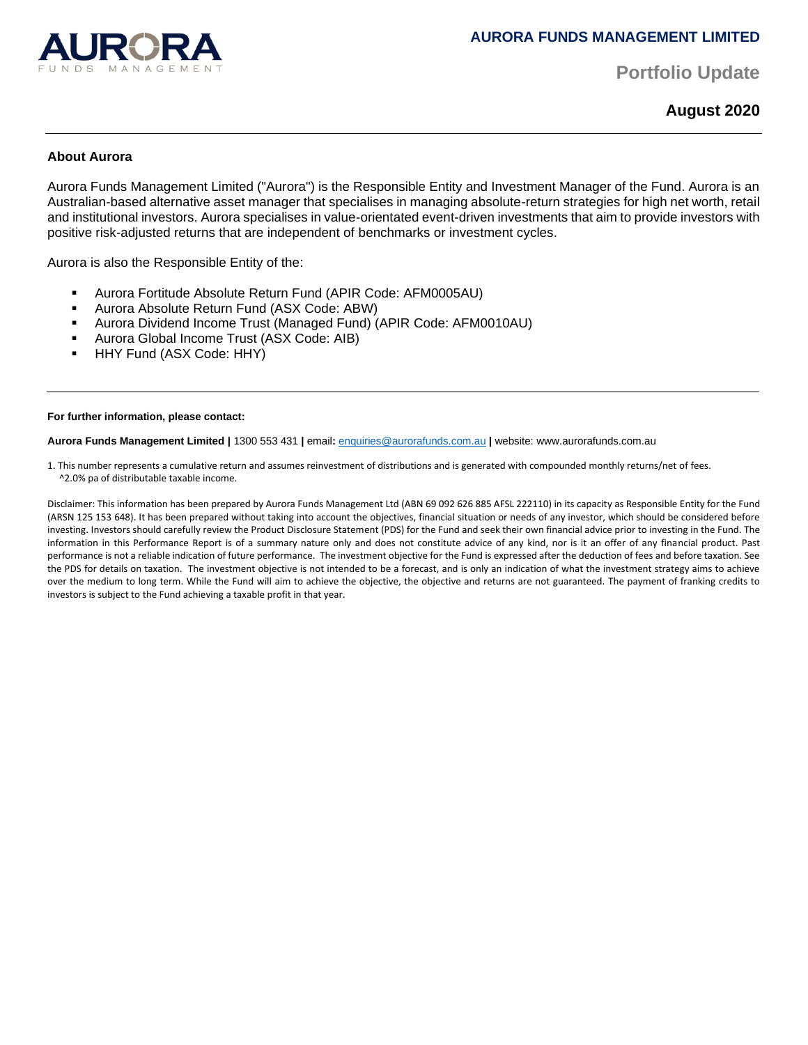# AURORA FUNDS MANAGEMENT LIMITED

## Portfolio Update

### August 2020

### About Aurora

Aurora Funds Management Limited ("Aurora") is the Responsible Entity and Investment Manager of the Fund. Aurora is an Australian-based alternative asset manager that specialises in managing absolute-return strategies for high net worth, retail and institutional investors. Aurora specialises in value-orientated event-driven investments that aim to provide investors with positive risk-adjusted returns that are independent of benchmarks or investment cycles.

Aurora is also the Responsible Entity of the:

- Aurora Fortitude Absolute Return Fund (APIR Code: AFM0005AU)
- Aurora Absolute Return Fund (ASX Code: ABW)
- Aurora Dividend Income Trust (Managed Fund) (APIR Code: AFM0010AU)
- Aurora Global Income Trust (ASX Code: AIB)
- HHY Fund (ASX Code: HHY)

**For further information, please contact:**

**Aurora Funds Management Limited |** 1300 553 431 **|** email**:** enquiries@aurorafunds.com.au **|** website: www.aurorafunds.com.au

1. This number represents a cumulative return and assumes reinvestment of distributions and is generated with compounded monthly returns/net of fees.
^2.0% pa of distributable taxable income.

Disclaimer: This information has been prepared by Aurora Funds Management Ltd (ABN 69 092 626 885 AFSL 222110) in its capacity as Responsible Entity for the Fund (ARSN 125 153 648). It has been prepared without taking into account the objectives, financial situation or needs of any investor, which should be considered before investing. Investors should carefully review the Product Disclosure Statement (PDS) for the Fund and seek their own financial advice prior to investing in the Fund. The information in this Performance Report is of a summary nature only and does not constitute advice of any kind, nor is it an offer of any financial product. Past performance is not a reliable indication of future performance. The investment objective for the Fund is expressed after the deduction of fees and before taxation. See the PDS for details on taxation. The investment objective is not intended to be a forecast, and is only an indication of what the investment strategy aims to achieve over the medium to long term. While the Fund will aim to achieve the objective, the objective and returns are not guaranteed. The payment of franking credits to investors is subject to the Fund achieving a taxable profit in that year.